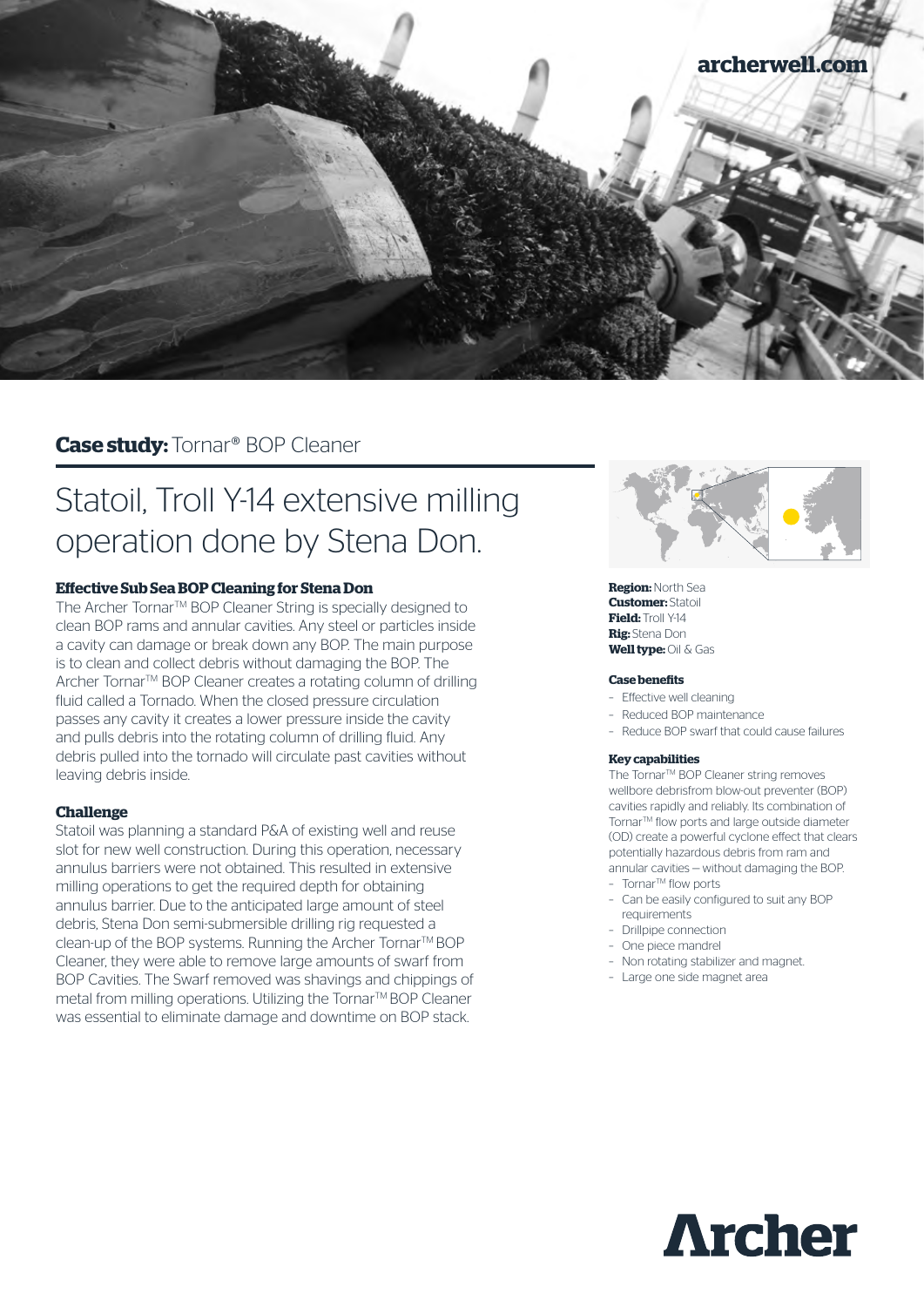archerwell.com

**Case study:** Tornar® BOP Cleaner

# Statoil, Troll Y-14 extensive milling operation done by Stena Don.

### Effective Sub Sea BOP Cleaning for Stena Don

The Archer Tornar™ BOP Cleaner String is specially designed to clean BOP rams and annular cavities. Any steel or particles inside a cavity can damage or break down any BOP. The main purpose is to clean and collect debris without damaging the BOP. The Archer Tornar™ BOP Cleaner creates a rotating column of drilling fluid called a Tornado. When the closed pressure circulation passes any cavity it creates a lower pressure inside the cavity and pulls debris into the rotating column of drilling fluid. Any debris pulled into the tornado will circulate past cavities without leaving debris inside.

### Challenge

Statoil was planning a standard P&A of existing well and reuse slot for new well construction. During this operation, necessary annulus barriers were not obtained. This resulted in extensive milling operations to get the required depth for obtaining annulus barrier. Due to the anticipated large amount of steel debris, Stena Don semi-submersible drilling rig requested a clean-up of the BOP systems. Running the Archer Tornar™ BOP Cleaner, they were able to remove large amounts of swarf from BOP Cavities. The Swarf removed was shavings and chippings of metal from milling operations. Utilizing the Tornar™ BOP Cleaner was essential to eliminate damage and downtime on BOP stack.

**Region:** North Sea
**Customer:** Statoil
**Field:** Troll Y-14
**Rig:** Stena Don
**Well type:** Oil & Gas

#### Case benefits

- Effective well cleaning
- Reduced BOP maintenance
- Reduce BOP swarf that could cause failures

#### Key capabilities

The Tornar™ BOP Cleaner string removes wellbore debrisfrom blow-out preventer (BOP) cavities rapidly and reliably. Its combination of Tornar™ flow ports and large outside diameter (OD) create a powerful cyclone effect that clears potentially hazardous debris from ram and annular cavities – without damaging the BOP.

- Tornar™ flow ports
- Can be easily configured to suit any BOP requirements
- Drillpipe connection
- One piece mandrel
- Non rotating stabilizer and magnet.
- Large one side magnet area

Archer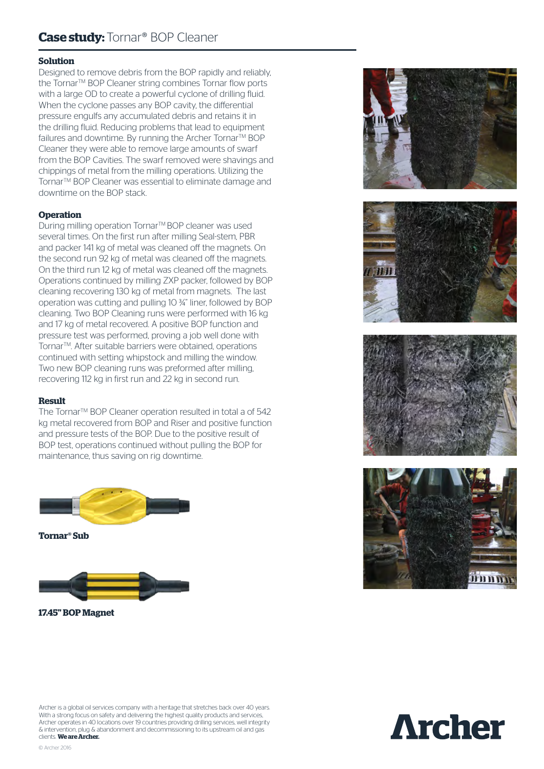# **Case study:** Tornar® BOP Cleaner

### Solution

Designed to remove debris from the BOP rapidly and reliably, the Tornar™ BOP Cleaner string combines Tornar flow ports with a large OD to create a powerful cyclone of drilling fluid. When the cyclone passes any BOP cavity, the differential pressure engulfs any accumulated debris and retains it in the drilling fluid. Reducing problems that lead to equipment failures and downtime. By running the Archer Tornar™ BOP Cleaner they were able to remove large amounts of swarf from the BOP Cavities. The swarf removed were shavings and chippings of metal from the milling operations. Utilizing the Tornar™ BOP Cleaner was essential to eliminate damage and downtime on the BOP stack.

### Operation

During milling operation Tornar™ BOP cleaner was used several times. On the first run after milling Seal-stem, PBR and packer 141 kg of metal was cleaned off the magnets. On the second run 92 kg of metal was cleaned off the magnets. On the third run 12 kg of metal was cleaned off the magnets. Operations continued by milling ZXP packer, followed by BOP cleaning recovering 130 kg of metal from magnets. The last operation was cutting and pulling 10 ¾" liner, followed by BOP cleaning. Two BOP Cleaning runs were performed with 16 kg and 17 kg of metal recovered. A positive BOP function and pressure test was performed, proving a job well done with Tornar™. After suitable barriers were obtained, operations continued with setting whipstock and milling the window. Two new BOP cleaning runs was preformed after milling, recovering 112 kg in first run and 22 kg in second run.

### Result

The Tornar™ BOP Cleaner operation resulted in total a of 542 kg metal recovered from BOP and Riser and positive function and pressure tests of the BOP. Due to the positive result of BOP test, operations continued without pulling the BOP for maintenance, thus saving on rig downtime.

**Tornar® Sub**

**17.45" BOP Magnet**

Archer is a global oil services company with a heritage that stretches back over 40 years. With a strong focus on safety and delivering the highest quality products and services, Archer operates in 40 locations over 19 countries providing drilling services, well integrity & intervention, plug & abandonment and decommissioning to its upstream oil and gas clients. **We are Archer.**

© Archer 2016